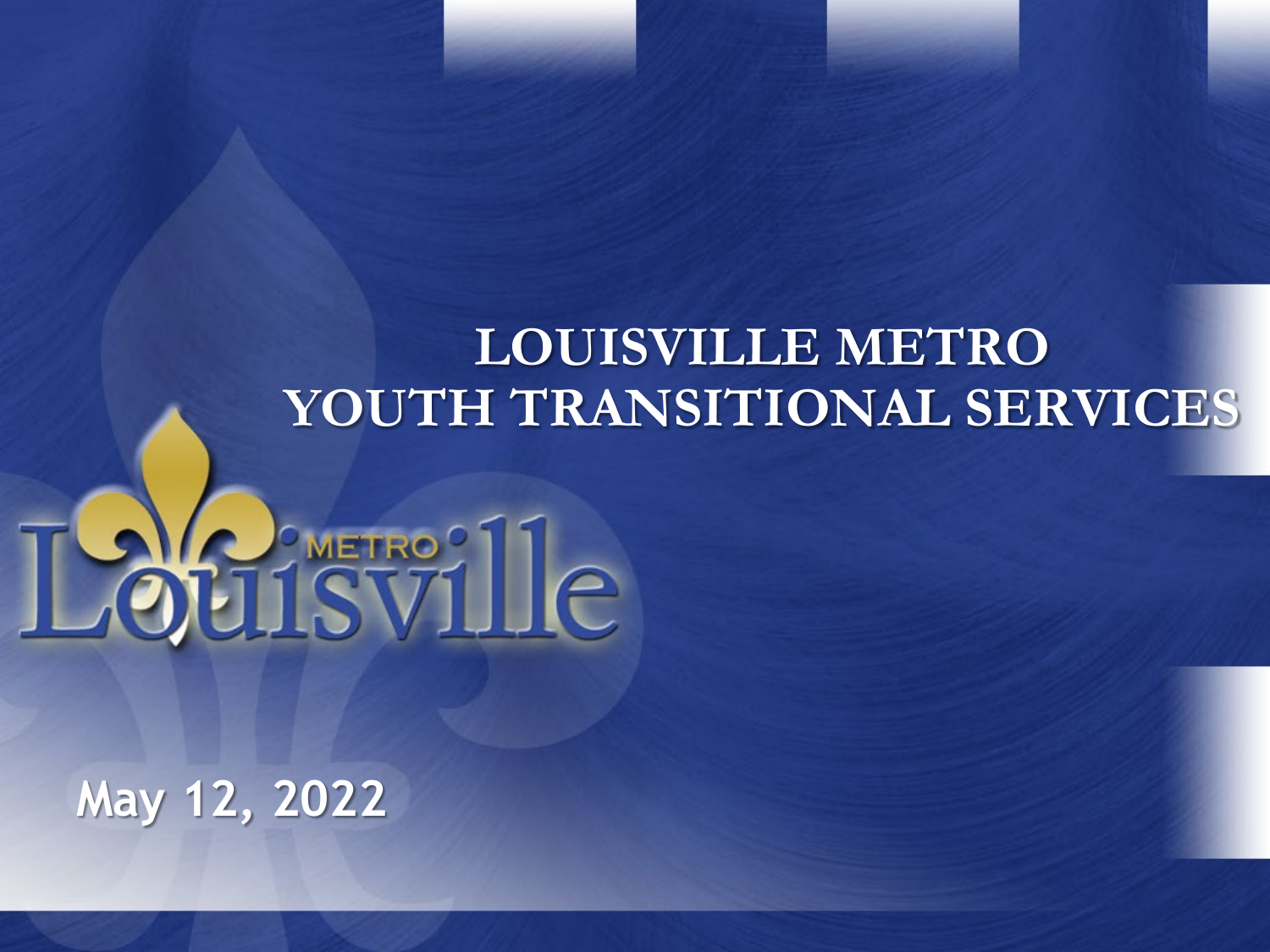# LOUISVILLE METRO
# YOUTH TRANSITIONAL SERVICES

May 12, 2022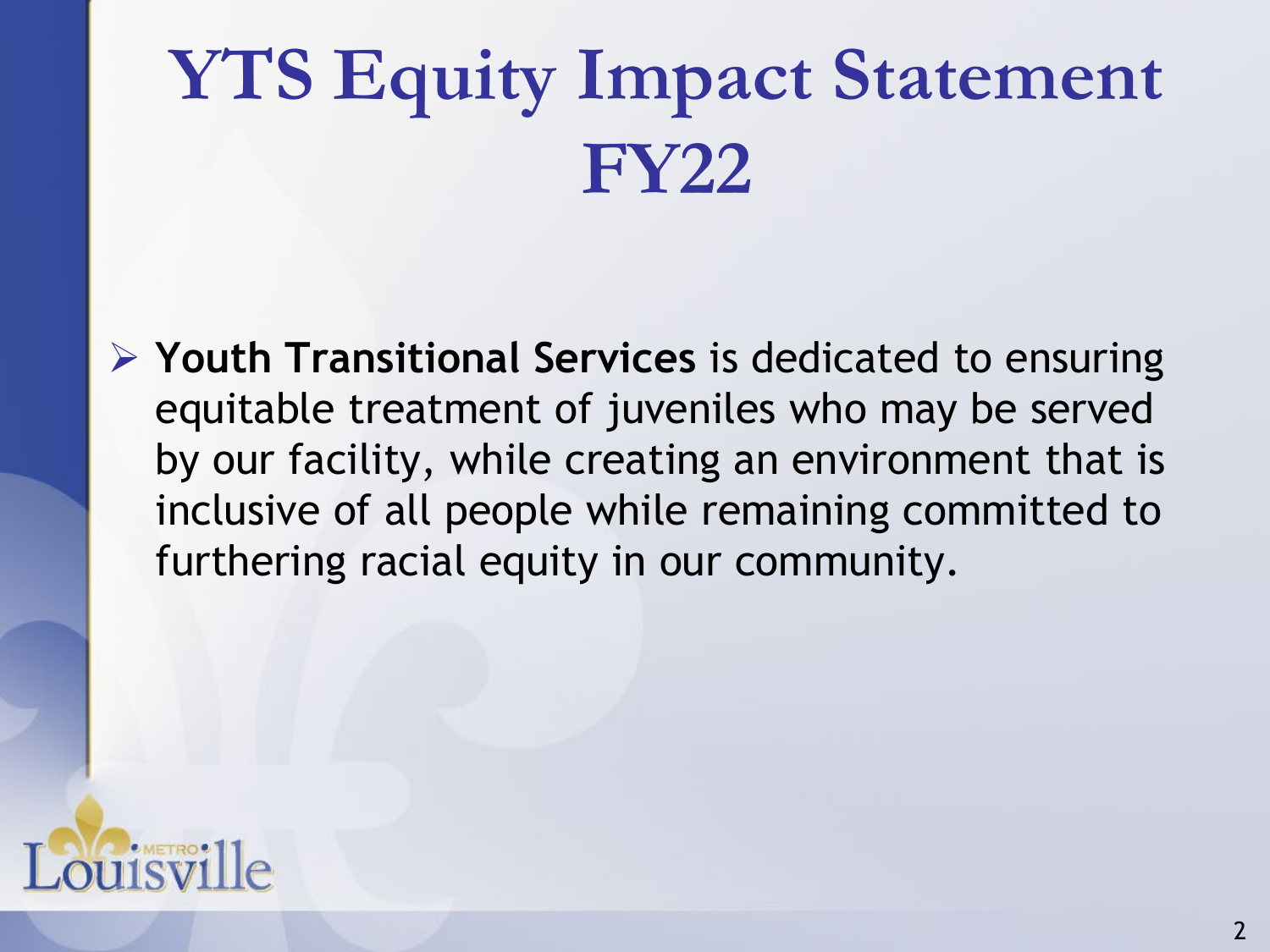# YTS Equity Impact Statement FY22

- **Youth Transitional Services** is dedicated to ensuring equitable treatment of juveniles who may be served by our facility, while creating an environment that is inclusive of all people while remaining committed to furthering racial equity in our community.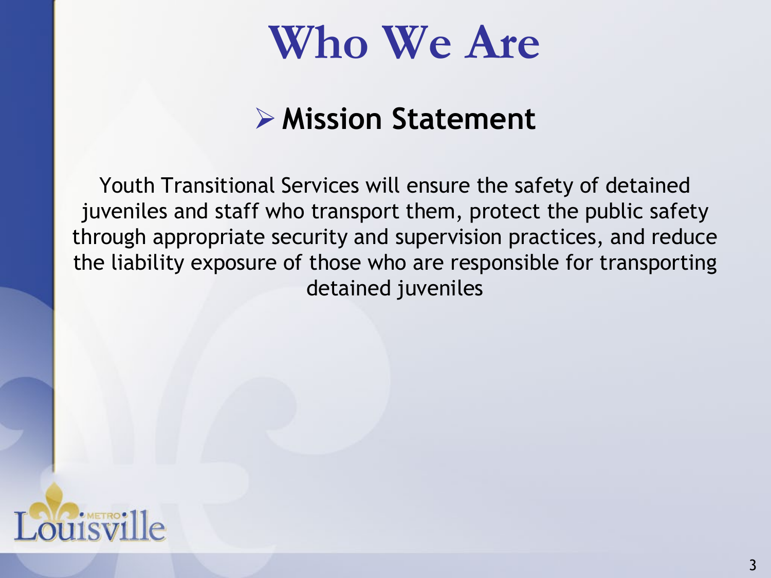# Who We Are

- **Mission Statement**

Youth Transitional Services will ensure the safety of detained juveniles and staff who transport them, protect the public safety through appropriate security and supervision practices, and reduce the liability exposure of those who are responsible for transporting detained juveniles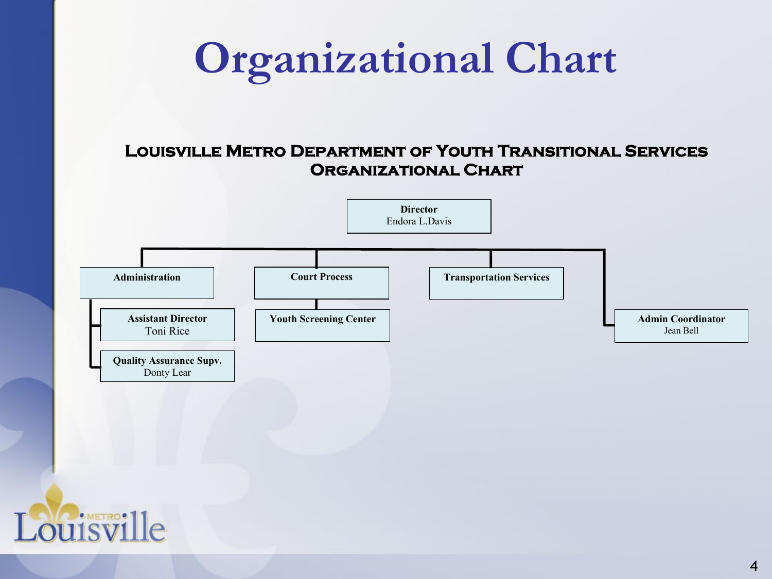# Organizational Chart

## Louisville Metro Department of Youth Transitional Services Organizational Chart

**Director**
Endora L.Davis

- **Administration**
  - **Assistant Director** — Toni Rice
  - **Quality Assurance Supv.** — Donty Lear
- **Court Process**
  - **Youth Screening Center**
- **Transportation Services**
- **Admin Coordinator** — Jean Bell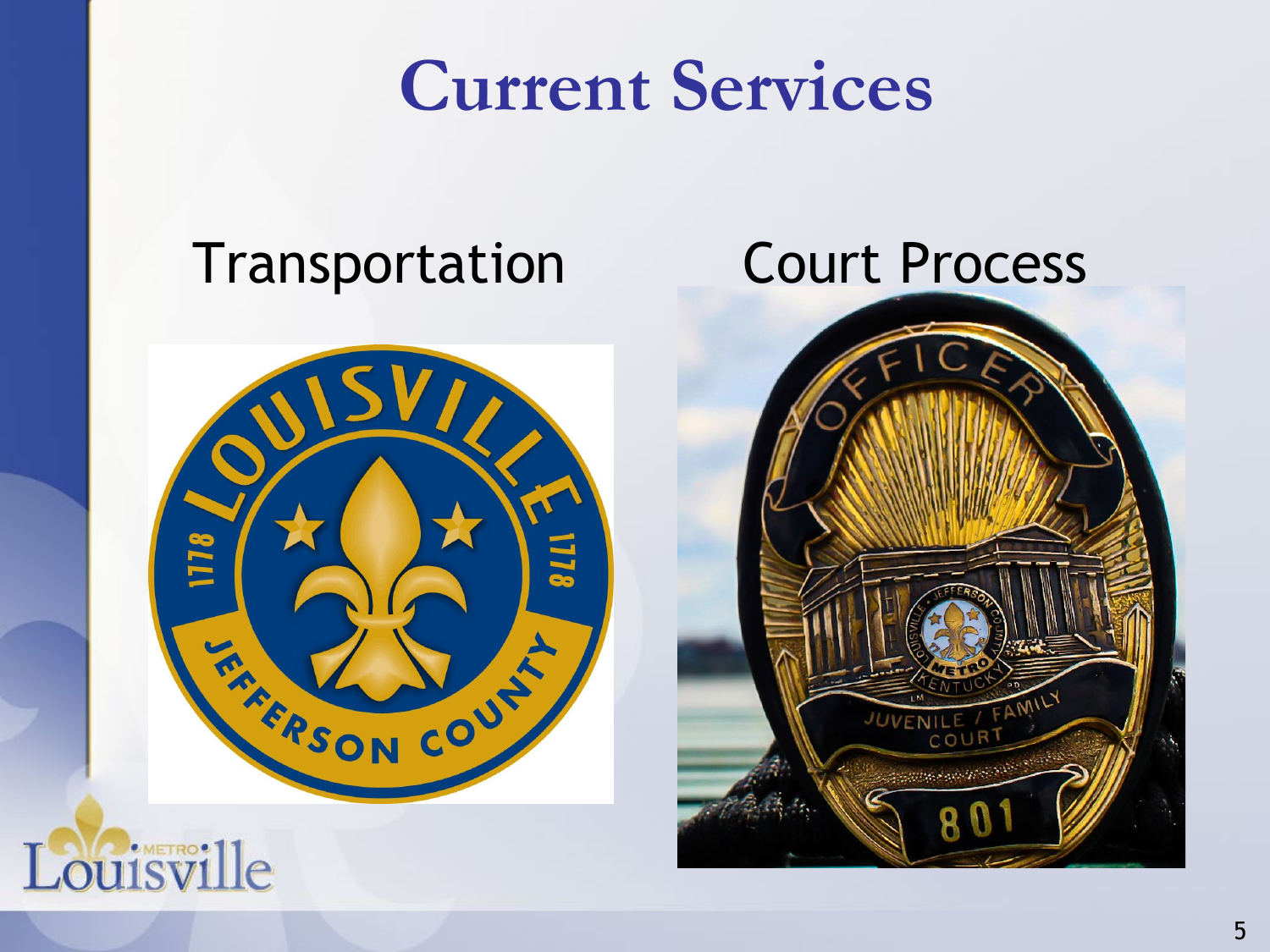# Current Services

Transportation

Court Process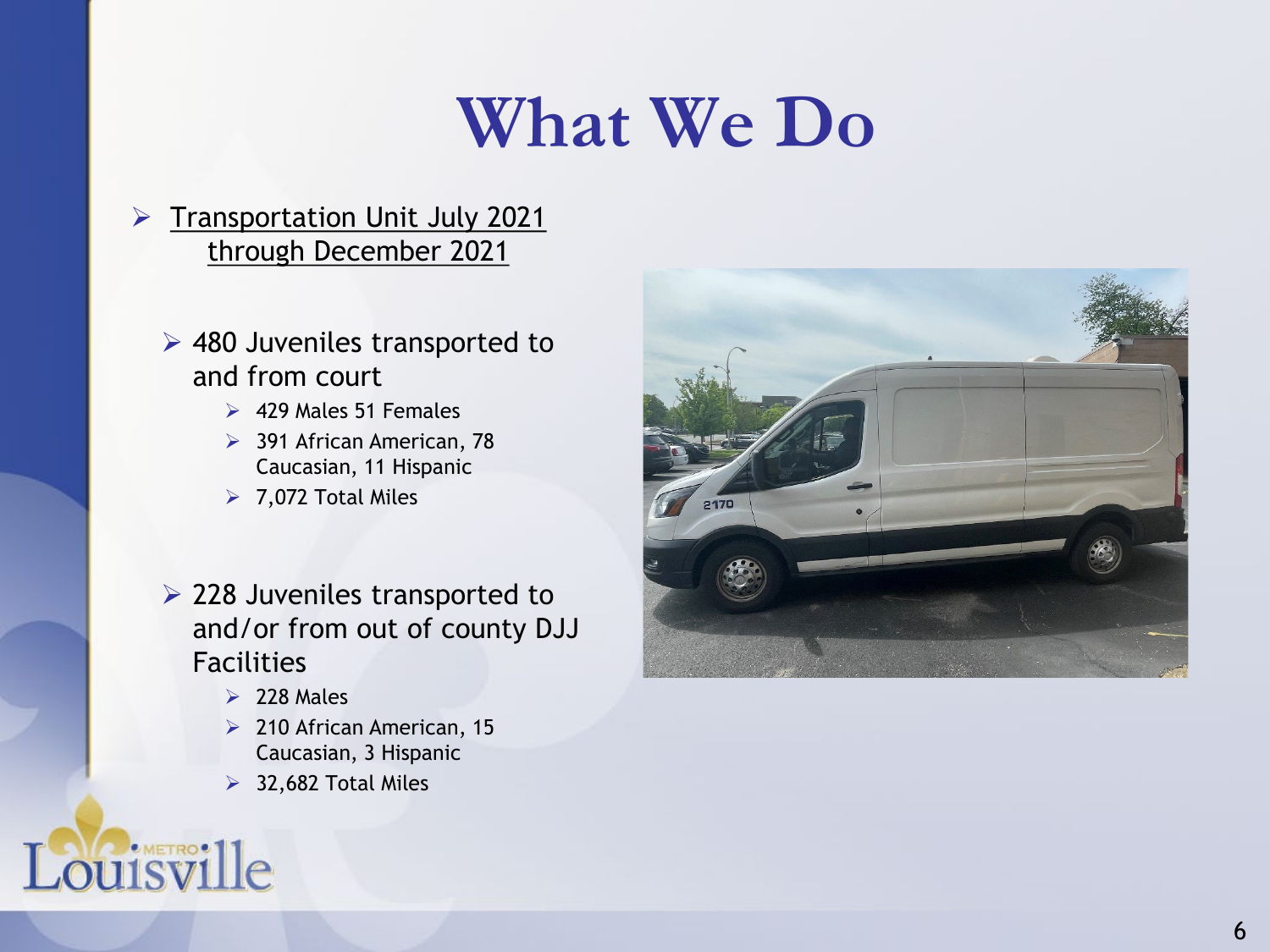# What We Do

- Transportation Unit July 2021 through December 2021

  - 480 Juveniles transported to and from court
    - 429 Males 51 Females
    - 391 African American, 78 Caucasian, 11 Hispanic
    - 7,072 Total Miles

  - 228 Juveniles transported to and/or from out of county DJJ Facilities
    - 228 Males
    - 210 African American, 15 Caucasian, 3 Hispanic
    - 32,682 Total Miles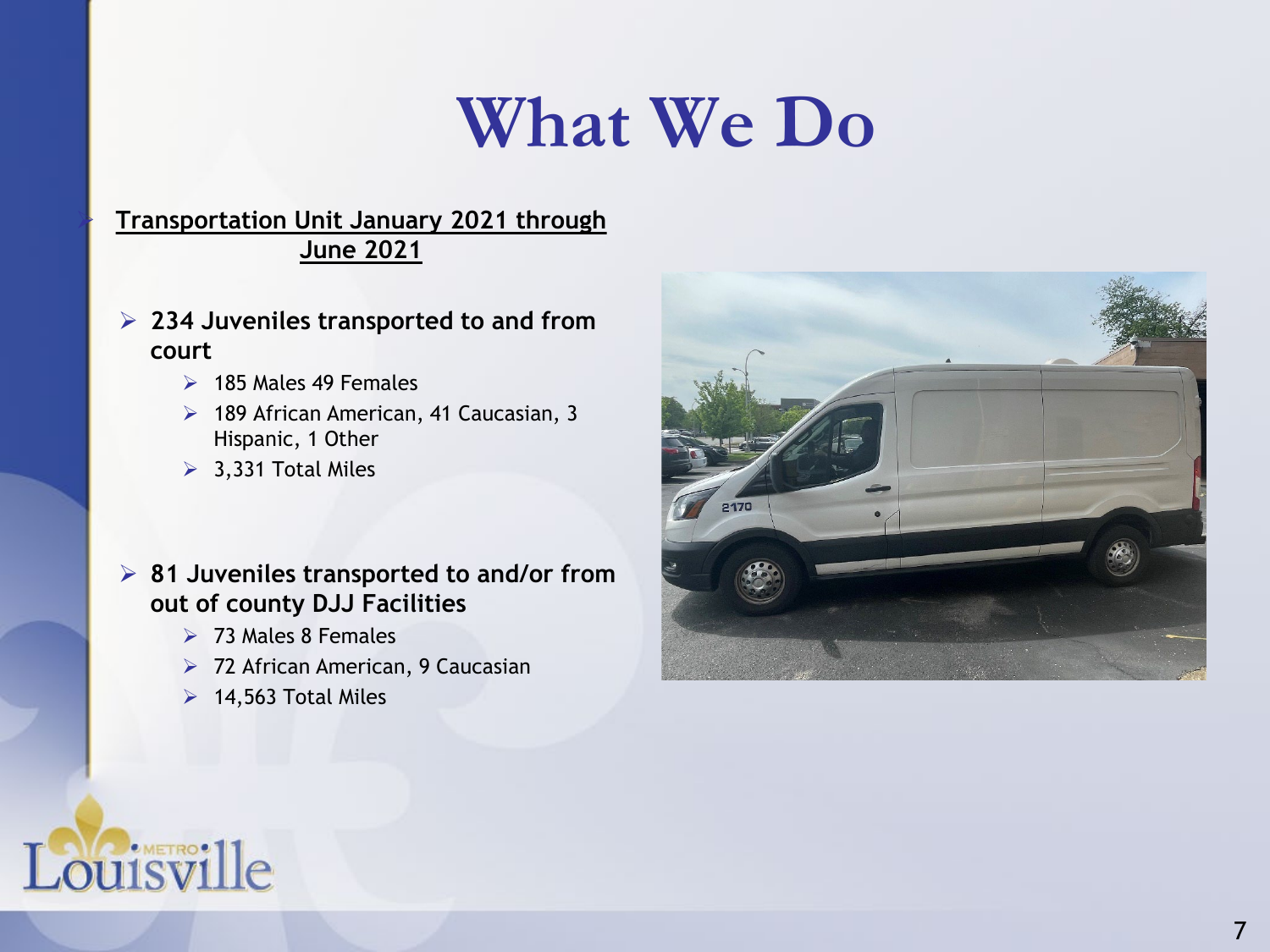# What We Do

**Transportation Unit January 2021 through June 2021**

- **234 Juveniles transported to and from court**
  - 185 Males 49 Females
  - 189 African American, 41 Caucasian, 3 Hispanic, 1 Other
  - 3,331 Total Miles

- **81 Juveniles transported to and/or from out of county DJJ Facilities**
  - 73 Males 8 Females
  - 72 African American, 9 Caucasian
  - 14,563 Total Miles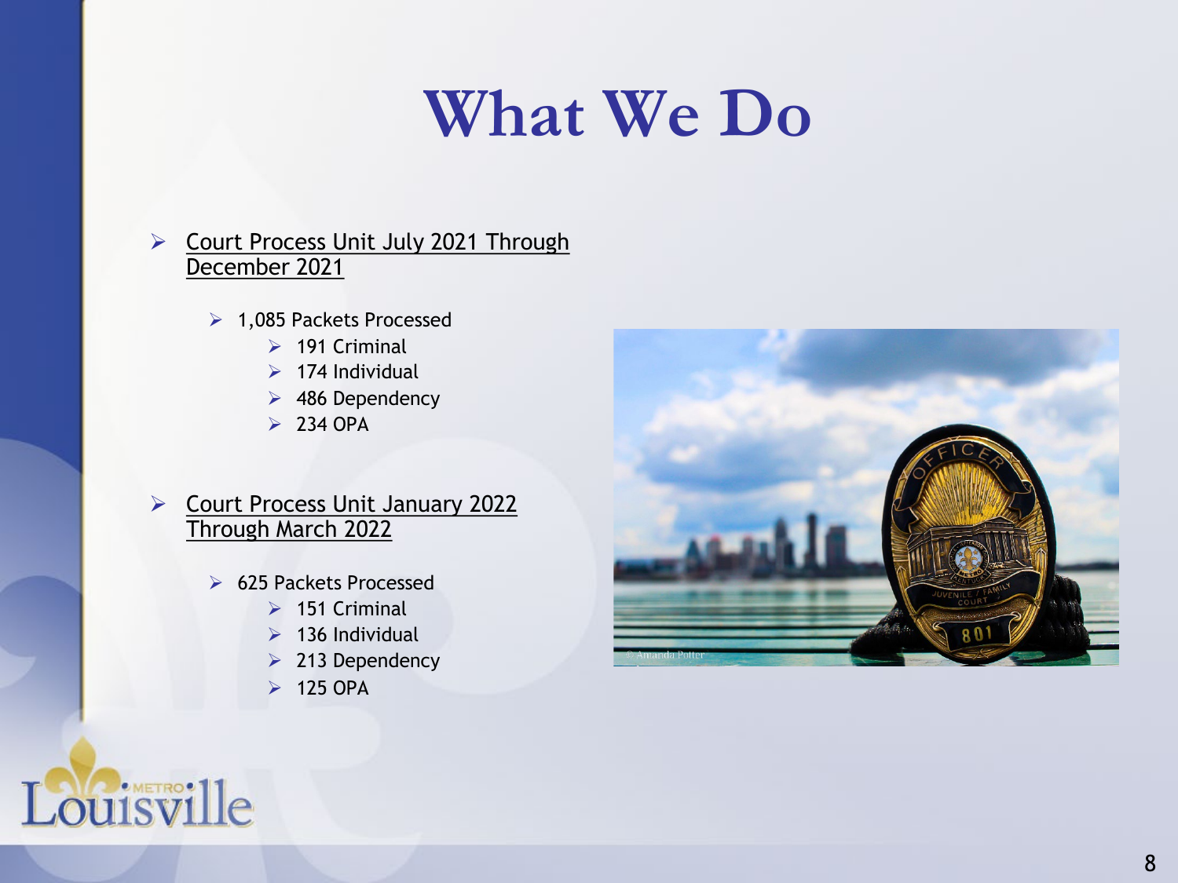# What We Do

- Court Process Unit July 2021 Through December 2021
  - 1,085 Packets Processed
    - 191 Criminal
    - 174 Individual
    - 486 Dependency
    - 234 OPA

- Court Process Unit January 2022 Through March 2022
  - 625 Packets Processed
    - 151 Criminal
    - 136 Individual
    - 213 Dependency
    - 125 OPA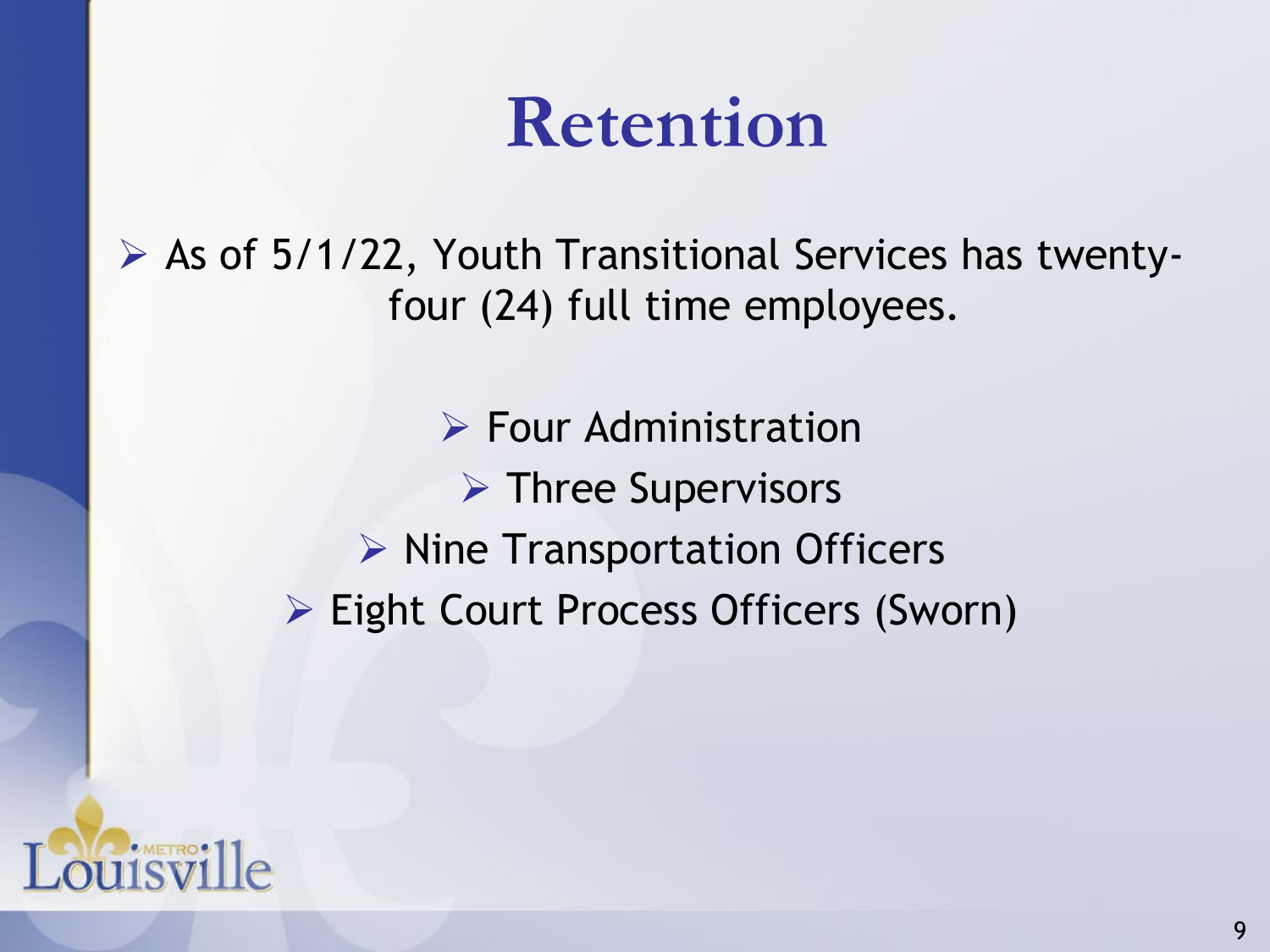# Retention

- As of 5/1/22, Youth Transitional Services has twenty-four (24) full time employees.
  - Four Administration
  - Three Supervisors
  - Nine Transportation Officers
  - Eight Court Process Officers (Sworn)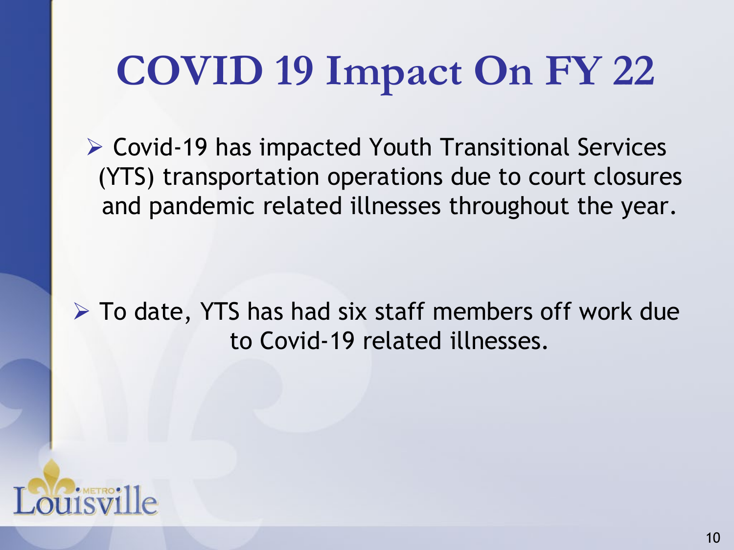# COVID 19 Impact On FY 22

- Covid-19 has impacted Youth Transitional Services (YTS) transportation operations due to court closures and pandemic related illnesses throughout the year.

- To date, YTS has had six staff members off work due to Covid-19 related illnesses.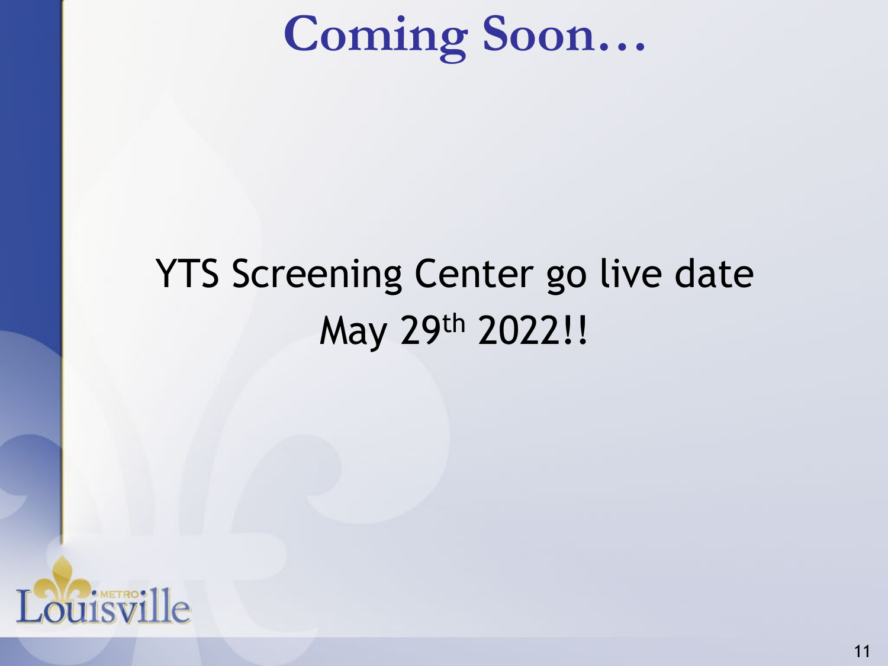# Coming Soon…

YTS Screening Center go live date May 29th 2022!!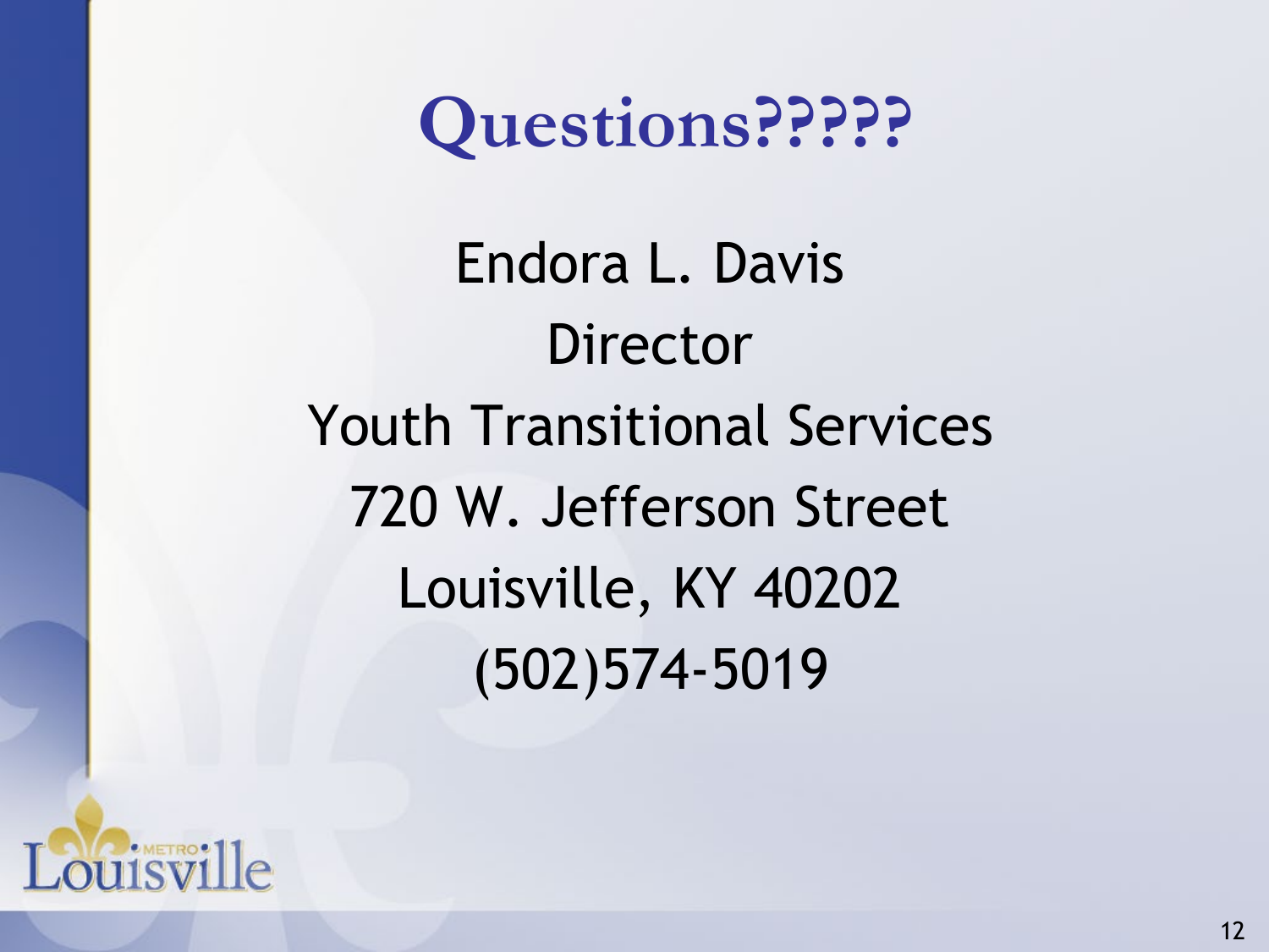# Questions?????

Endora L. Davis

Director

Youth Transitional Services

720 W. Jefferson Street

Louisville, KY 40202

(502)574-5019

METRO Louisville